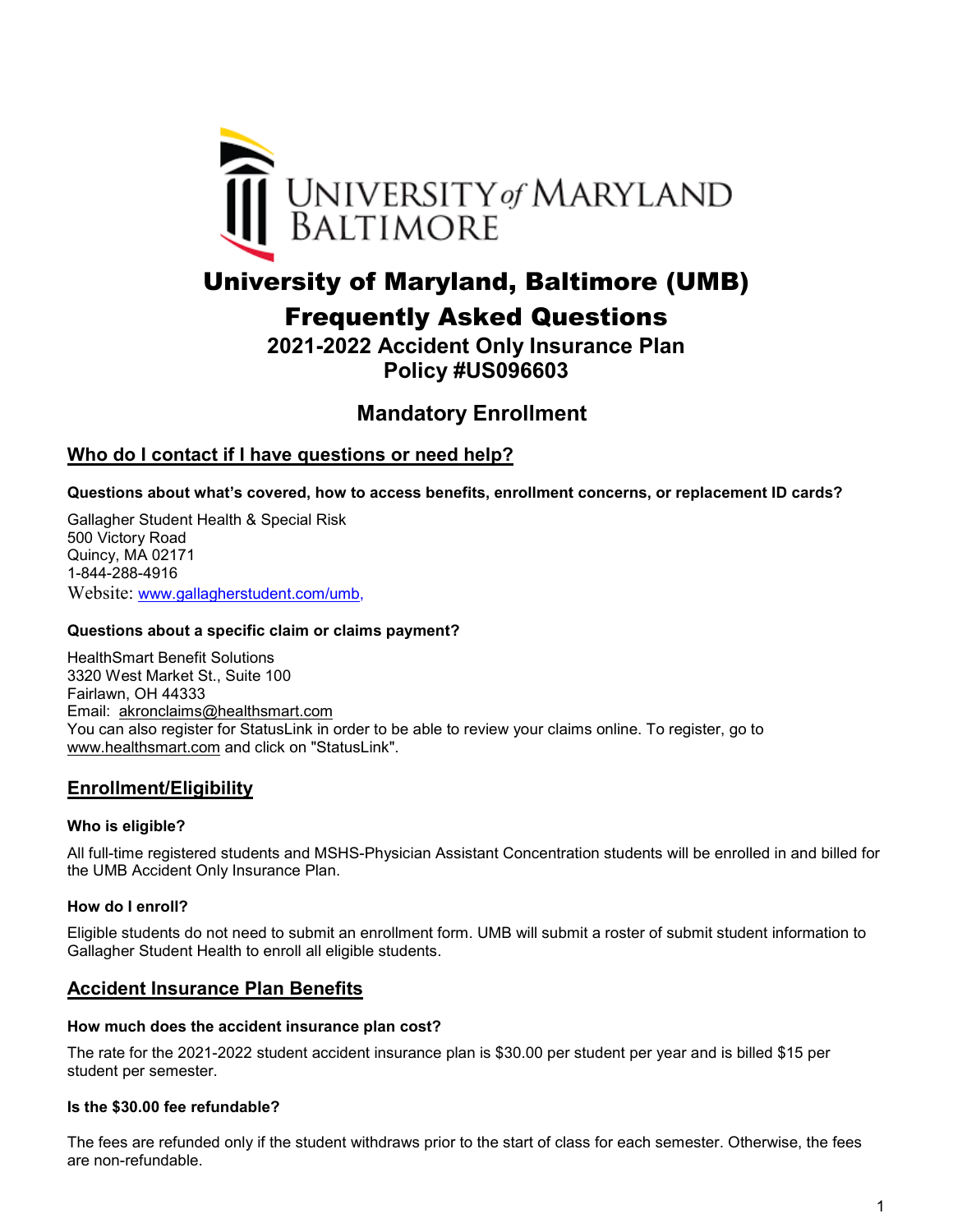# University of Maryland, Baltimore (UMB)

# Frequently Asked Questions

## 2021-2022 Accident Only Insurance Plan
## Policy #US096603

## Mandatory Enrollment

## Who do I contact if I have questions or need help?

**Questions about what's covered, how to access benefits, enrollment concerns, or replacement ID cards?**

Gallagher Student Health & Special Risk
500 Victory Road
Quincy, MA 02171
1-844-288-4916
Website: www.gallagherstudent.com/umb,

**Questions about a specific claim or claims payment?**

HealthSmart Benefit Solutions
3320 West Market St., Suite 100
Fairlawn, OH 44333
Email: akronclaims@healthsmart.com
You can also register for StatusLink in order to be able to review your claims online. To register, go to www.healthsmart.com and click on "StatusLink".

## Enrollment/Eligibility

**Who is eligible?**

All full-time registered students and MSHS-Physician Assistant Concentration students will be enrolled in and billed for the UMB Accident Only Insurance Plan.

**How do I enroll?**

Eligible students do not need to submit an enrollment form. UMB will submit a roster of submit student information to Gallagher Student Health to enroll all eligible students.

## Accident Insurance Plan Benefits

**How much does the accident insurance plan cost?**

The rate for the 2021-2022 student accident insurance plan is $30.00 per student per year and is billed $15 per student per semester.

**Is the $30.00 fee refundable?**

The fees are refunded only if the student withdraws prior to the start of class for each semester. Otherwise, the fees are non-refundable.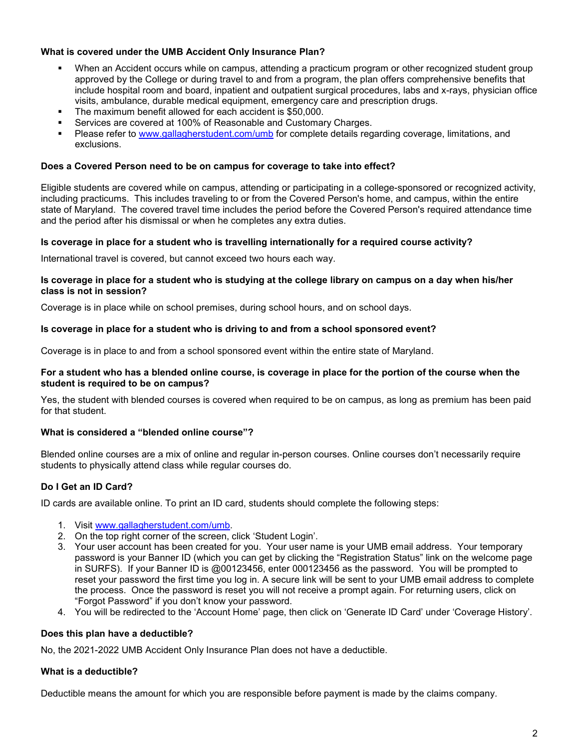**What is covered under the UMB Accident Only Insurance Plan?**

- When an Accident occurs while on campus, attending a practicum program or other recognized student group approved by the College or during travel to and from a program, the plan offers comprehensive benefits that include hospital room and board, inpatient and outpatient surgical procedures, labs and x-rays, physician office visits, ambulance, durable medical equipment, emergency care and prescription drugs.
- The maximum benefit allowed for each accident is $50,000.
- Services are covered at 100% of Reasonable and Customary Charges.
- Please refer to [www.gallagherstudent.com/umb](http://www.gallagherstudent.com/umb) for complete details regarding coverage, limitations, and exclusions.

**Does a Covered Person need to be on campus for coverage to take into effect?**

Eligible students are covered while on campus, attending or participating in a college-sponsored or recognized activity, including practicums. This includes traveling to or from the Covered Person's home, and campus, within the entire state of Maryland. The covered travel time includes the period before the Covered Person's required attendance time and the period after his dismissal or when he completes any extra duties.

**Is coverage in place for a student who is travelling internationally for a required course activity?**

International travel is covered, but cannot exceed two hours each way.

**Is coverage in place for a student who is studying at the college library on campus on a day when his/her class is not in session?**

Coverage is in place while on school premises, during school hours, and on school days.

**Is coverage in place for a student who is driving to and from a school sponsored event?**

Coverage is in place to and from a school sponsored event within the entire state of Maryland.

**For a student who has a blended online course, is coverage in place for the portion of the course when the student is required to be on campus?**

Yes, the student with blended courses is covered when required to be on campus, as long as premium has been paid for that student.

**What is considered a "blended online course"?**

Blended online courses are a mix of online and regular in-person courses. Online courses don't necessarily require students to physically attend class while regular courses do.

**Do I Get an ID Card?**

ID cards are available online. To print an ID card, students should complete the following steps:

1. Visit [www.gallagherstudent.com/umb](http://www.gallagherstudent.com/umb).
2. On the top right corner of the screen, click 'Student Login'.
3. Your user account has been created for you. Your user name is your UMB email address. Your temporary password is your Banner ID (which you can get by clicking the "Registration Status" link on the welcome page in SURFS). If your Banner ID is @00123456, enter 000123456 as the password. You will be prompted to reset your password the first time you log in. A secure link will be sent to your UMB email address to complete the process. Once the password is reset you will not receive a prompt again. For returning users, click on "Forgot Password" if you don't know your password.
4. You will be redirected to the 'Account Home' page, then click on 'Generate ID Card' under 'Coverage History'.

**Does this plan have a deductible?**

No, the 2021-2022 UMB Accident Only Insurance Plan does not have a deductible.

**What is a deductible?**

Deductible means the amount for which you are responsible before payment is made by the claims company.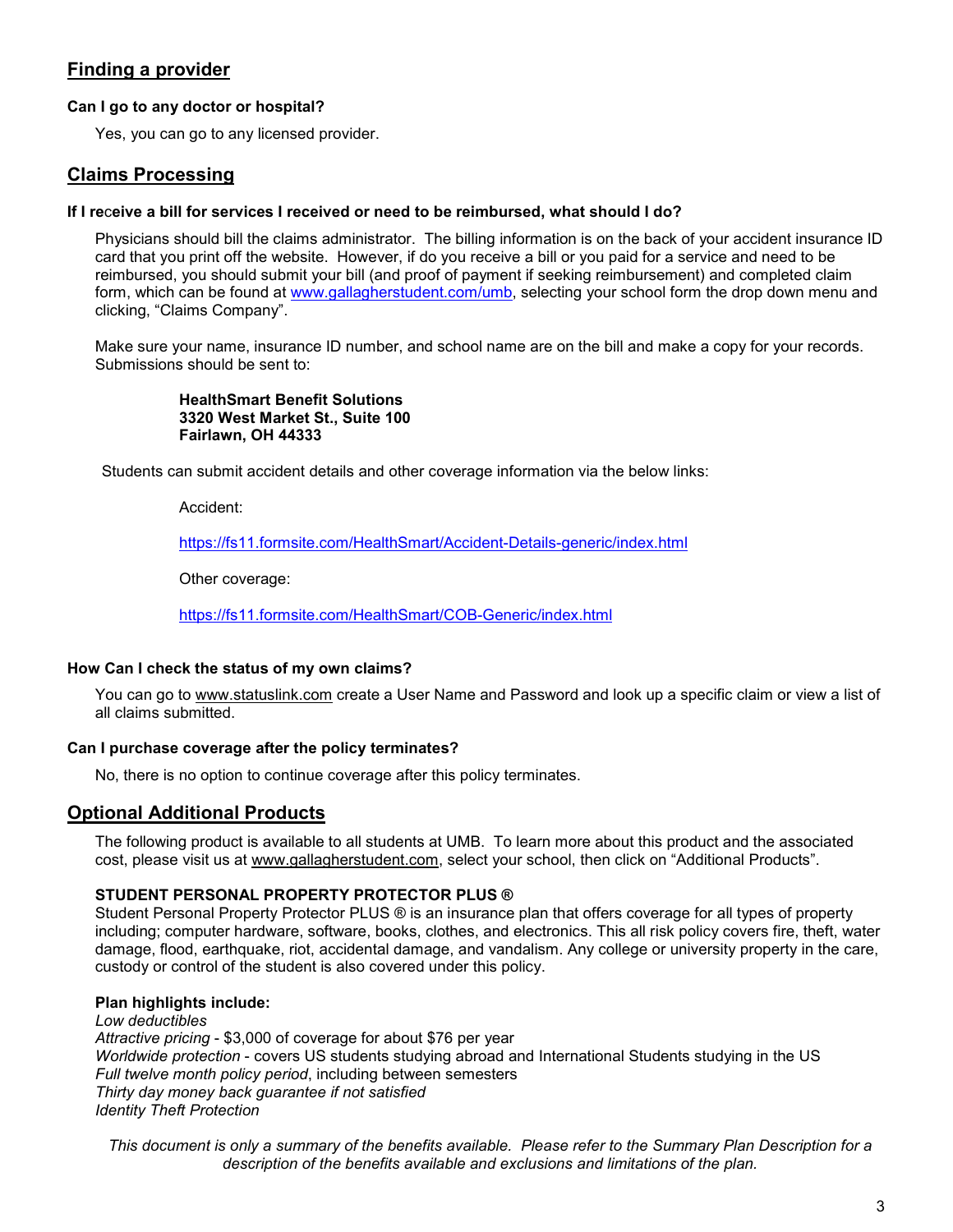## Finding a provider

**Can I go to any doctor or hospital?**

Yes, you can go to any licensed provider.

## Claims Processing

**If I receive a bill for services I received or need to be reimbursed, what should I do?**

Physicians should bill the claims administrator. The billing information is on the back of your accident insurance ID card that you print off the website. However, if do you receive a bill or you paid for a service and need to be reimbursed, you should submit your bill (and proof of payment if seeking reimbursement) and completed claim form, which can be found at www.gallagherstudent.com/umb, selecting your school form the drop down menu and clicking, "Claims Company".

Make sure your name, insurance ID number, and school name are on the bill and make a copy for your records. Submissions should be sent to:

**HealthSmart Benefit Solutions**
**3320 West Market St., Suite 100**
**Fairlawn, OH 44333**

Students can submit accident details and other coverage information via the below links:

Accident:

https://fs11.formsite.com/HealthSmart/Accident-Details-generic/index.html

Other coverage:

https://fs11.formsite.com/HealthSmart/COB-Generic/index.html

**How Can I check the status of my own claims?**

You can go to www.statuslink.com create a User Name and Password and look up a specific claim or view a list of all claims submitted.

**Can I purchase coverage after the policy terminates?**

No, there is no option to continue coverage after this policy terminates.

## Optional Additional Products

The following product is available to all students at UMB. To learn more about this product and the associated cost, please visit us at www.gallagherstudent.com, select your school, then click on "Additional Products".

**STUDENT PERSONAL PROPERTY PROTECTOR PLUS ®**
Student Personal Property Protector PLUS ® is an insurance plan that offers coverage for all types of property including; computer hardware, software, books, clothes, and electronics. This all risk policy covers fire, theft, water damage, flood, earthquake, riot, accidental damage, and vandalism. Any college or university property in the care, custody or control of the student is also covered under this policy.

**Plan highlights include:**
*Low deductibles*
*Attractive pricing* - $3,000 of coverage for about $76 per year
*Worldwide protection* - covers US students studying abroad and International Students studying in the US
*Full twelve month policy period*, including between semesters
*Thirty day money back guarantee if not satisfied*
*Identity Theft Protection*

*This document is only a summary of the benefits available. Please refer to the Summary Plan Description for a description of the benefits available and exclusions and limitations of the plan.*